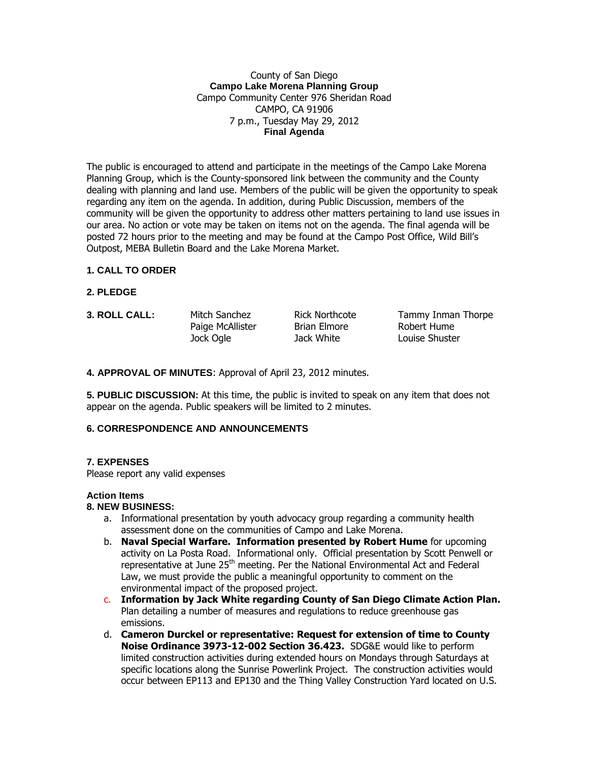County of San Diego
**Campo Lake Morena Planning Group**
Campo Community Center 976 Sheridan Road
CAMPO, CA 91906
7 p.m., Tuesday May 29, 2012
**Final Agenda**

The public is encouraged to attend and participate in the meetings of the Campo Lake Morena Planning Group, which is the County-sponsored link between the community and the County dealing with planning and land use. Members of the public will be given the opportunity to speak regarding any item on the agenda. In addition, during Public Discussion, members of the community will be given the opportunity to address other matters pertaining to land use issues in our area. No action or vote may be taken on items not on the agenda. The final agenda will be posted 72 hours prior to the meeting and may be found at the Campo Post Office, Wild Bill's Outpost, MEBA Bulletin Board and the Lake Morena Market.

**1. CALL TO ORDER**

**2. PLEDGE**

**3. ROLL CALL:**

| | | |
|---|---|---|
| Mitch Sanchez | Rick Northcote | Tammy Inman Thorpe |
| Paige McAllister | Brian Elmore | Robert Hume |
| Jock Ogle | Jack White | Louise Shuster |

**4. APPROVAL OF MINUTES**: Approval of April 23, 2012 minutes.

**5. PUBLIC DISCUSSION:** At this time, the public is invited to speak on any item that does not appear on the agenda. Public speakers will be limited to 2 minutes.

**6. CORRESPONDENCE AND ANNOUNCEMENTS**

**7. EXPENSES**
Please report any valid expenses

**Action Items**

**8. NEW BUSINESS:**

a. Informational presentation by youth advocacy group regarding a community health assessment done on the communities of Campo and Lake Morena.

b. **Naval Special Warfare. Information presented by Robert Hume** for upcoming activity on La Posta Road. Informational only. Official presentation by Scott Penwell or representative at June 25th meeting. Per the National Environmental Act and Federal Law, we must provide the public a meaningful opportunity to comment on the environmental impact of the proposed project.

c. **Information by Jack White regarding County of San Diego Climate Action Plan.** Plan detailing a number of measures and regulations to reduce greenhouse gas emissions.

d. **Cameron Durckel or representative: Request for extension of time to County Noise Ordinance 3973-12-002 Section 36.423.** SDG&E would like to perform limited construction activities during extended hours on Mondays through Saturdays at specific locations along the Sunrise Powerlink Project. The construction activities would occur between EP113 and EP130 and the Thing Valley Construction Yard located on U.S.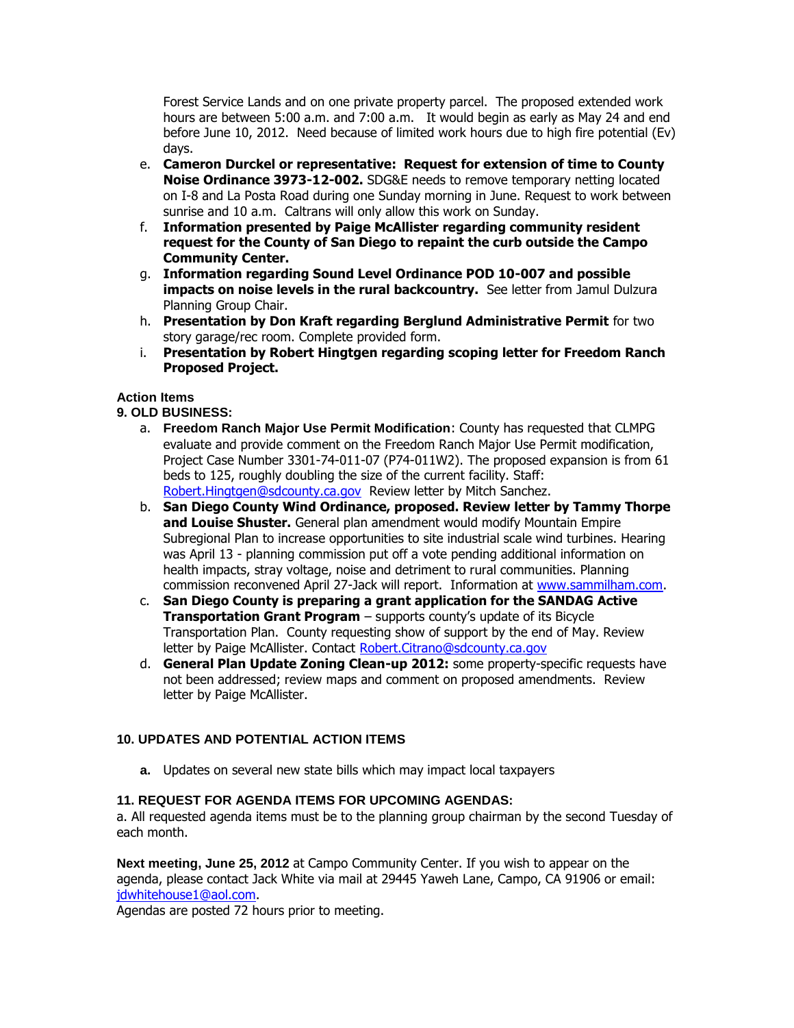Forest Service Lands and on one private property parcel. The proposed extended work hours are between 5:00 a.m. and 7:00 a.m. It would begin as early as May 24 and end before June 10, 2012. Need because of limited work hours due to high fire potential (Ev) days.

e. **Cameron Durckel or representative: Request for extension of time to County Noise Ordinance 3973-12-002.** SDG&E needs to remove temporary netting located on I-8 and La Posta Road during one Sunday morning in June. Request to work between sunrise and 10 a.m. Caltrans will only allow this work on Sunday.
f. **Information presented by Paige McAllister regarding community resident request for the County of San Diego to repaint the curb outside the Campo Community Center.**
g. **Information regarding Sound Level Ordinance POD 10-007 and possible impacts on noise levels in the rural backcountry.** See letter from Jamul Dulzura Planning Group Chair.
h. **Presentation by Don Kraft regarding Berglund Administrative Permit** for two story garage/rec room. Complete provided form.
i. **Presentation by Robert Hingtgen regarding scoping letter for Freedom Ranch Proposed Project.**

**Action Items**

**9. OLD BUSINESS:**

a. **Freedom Ranch Major Use Permit Modification**: County has requested that CLMPG evaluate and provide comment on the Freedom Ranch Major Use Permit modification, Project Case Number 3301-74-011-07 (P74-011W2). The proposed expansion is from 61 beds to 125, roughly doubling the size of the current facility. Staff: Robert.Hingtgen@sdcounty.ca.gov Review letter by Mitch Sanchez.
b. **San Diego County Wind Ordinance, proposed. Review letter by Tammy Thorpe and Louise Shuster.** General plan amendment would modify Mountain Empire Subregional Plan to increase opportunities to site industrial scale wind turbines. Hearing was April 13 - planning commission put off a vote pending additional information on health impacts, stray voltage, noise and detriment to rural communities. Planning commission reconvened April 27-Jack will report. Information at www.sammilham.com.
c. **San Diego County is preparing a grant application for the SANDAG Active Transportation Grant Program** – supports county's update of its Bicycle Transportation Plan. County requesting show of support by the end of May. Review letter by Paige McAllister. Contact Robert.Citrano@sdcounty.ca.gov
d. **General Plan Update Zoning Clean-up 2012:** some property-specific requests have not been addressed; review maps and comment on proposed amendments. Review letter by Paige McAllister.

**10. UPDATES AND POTENTIAL ACTION ITEMS**

**a.** Updates on several new state bills which may impact local taxpayers

**11. REQUEST FOR AGENDA ITEMS FOR UPCOMING AGENDAS:**

a. All requested agenda items must be to the planning group chairman by the second Tuesday of each month.

**Next meeting, June 25, 2012** at Campo Community Center. If you wish to appear on the agenda, please contact Jack White via mail at 29445 Yaweh Lane, Campo, CA 91906 or email: jdwhitehouse1@aol.com.

Agendas are posted 72 hours prior to meeting.